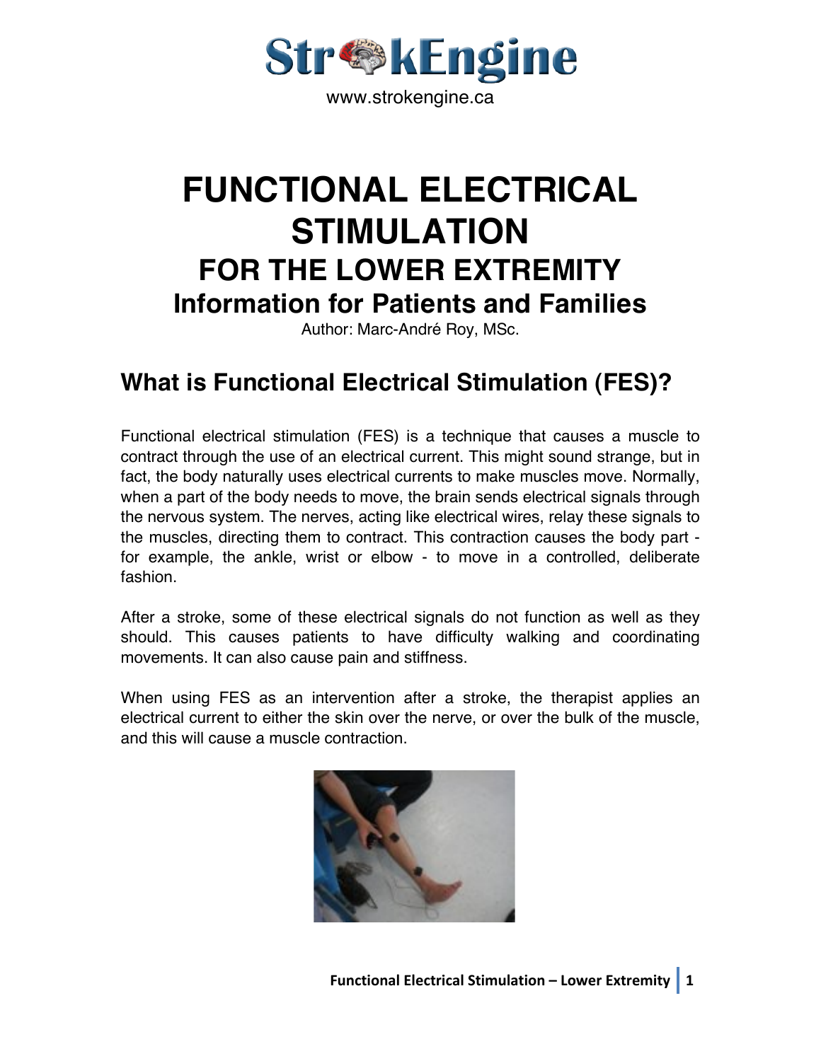StrokEngine

www.strokengine.ca

# FUNCTIONAL ELECTRICAL STIMULATION

## FOR THE LOWER EXTREMITY

### Information for Patients and Families

Author: Marc-André Roy, MSc.

## What is Functional Electrical Stimulation (FES)?

Functional electrical stimulation (FES) is a technique that causes a muscle to contract through the use of an electrical current. This might sound strange, but in fact, the body naturally uses electrical currents to make muscles move. Normally, when a part of the body needs to move, the brain sends electrical signals through the nervous system. The nerves, acting like electrical wires, relay these signals to the muscles, directing them to contract. This contraction causes the body part - for example, the ankle, wrist or elbow - to move in a controlled, deliberate fashion.

After a stroke, some of these electrical signals do not function as well as they should. This causes patients to have difficulty walking and coordinating movements. It can also cause pain and stiffness.

When using FES as an intervention after a stroke, the therapist applies an electrical current to either the skin over the nerve, or over the bulk of the muscle, and this will cause a muscle contraction.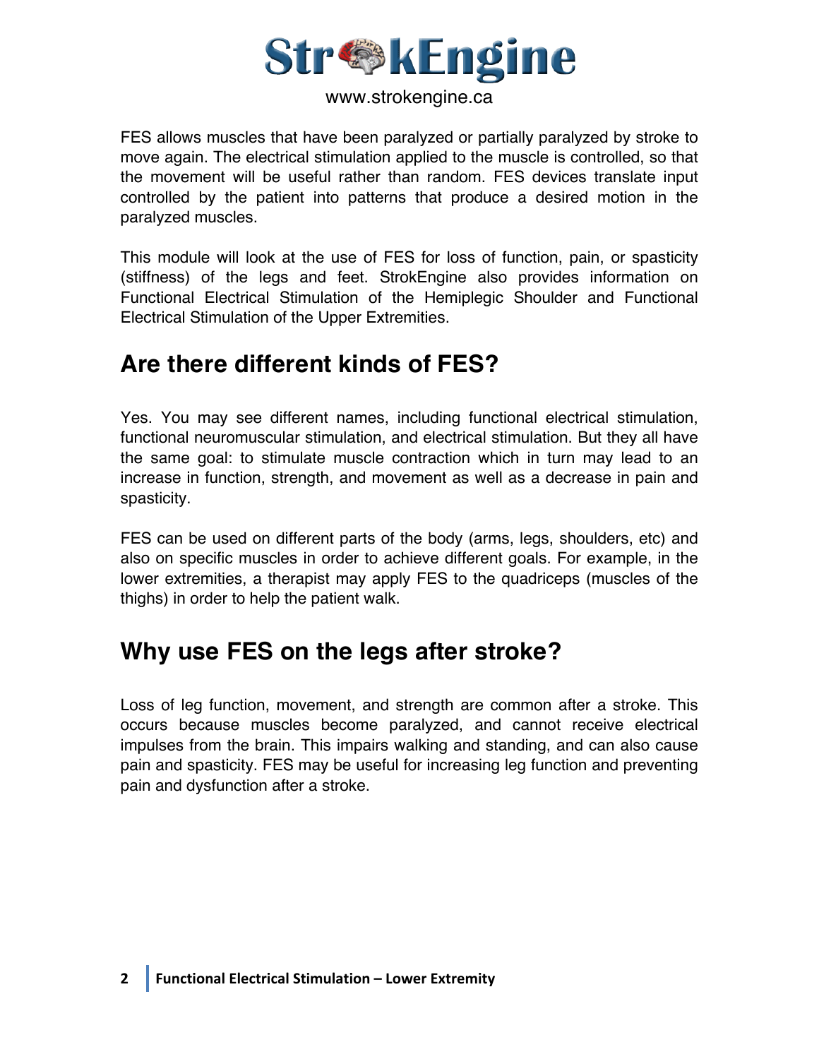FES allows muscles that have been paralyzed or partially paralyzed by stroke to move again. The electrical stimulation applied to the muscle is controlled, so that the movement will be useful rather than random. FES devices translate input controlled by the patient into patterns that produce a desired motion in the paralyzed muscles.

This module will look at the use of FES for loss of function, pain, or spasticity (stiffness) of the legs and feet. StrokEngine also provides information on Functional Electrical Stimulation of the Hemiplegic Shoulder and Functional Electrical Stimulation of the Upper Extremities.

## Are there different kinds of FES?

Yes. You may see different names, including functional electrical stimulation, functional neuromuscular stimulation, and electrical stimulation. But they all have the same goal: to stimulate muscle contraction which in turn may lead to an increase in function, strength, and movement as well as a decrease in pain and spasticity.

FES can be used on different parts of the body (arms, legs, shoulders, etc) and also on specific muscles in order to achieve different goals. For example, in the lower extremities, a therapist may apply FES to the quadriceps (muscles of the thighs) in order to help the patient walk.

## Why use FES on the legs after stroke?

Loss of leg function, movement, and strength are common after a stroke. This occurs because muscles become paralyzed, and cannot receive electrical impulses from the brain. This impairs walking and standing, and can also cause pain and spasticity. FES may be useful for increasing leg function and preventing pain and dysfunction after a stroke.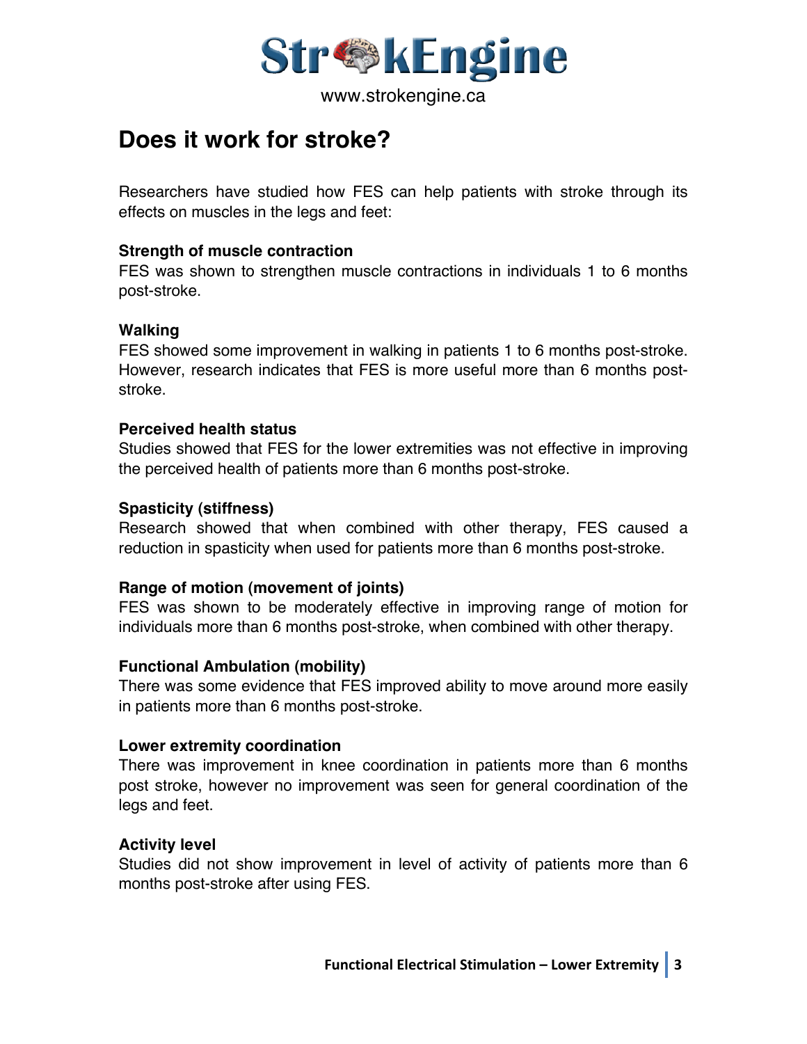# Does it work for stroke?

Researchers have studied how FES can help patients with stroke through its effects on muscles in the legs and feet:

**Strength of muscle contraction**
FES was shown to strengthen muscle contractions in individuals 1 to 6 months post-stroke.

**Walking**
FES showed some improvement in walking in patients 1 to 6 months post-stroke. However, research indicates that FES is more useful more than 6 months post-stroke.

**Perceived health status**
Studies showed that FES for the lower extremities was not effective in improving the perceived health of patients more than 6 months post-stroke.

**Spasticity (stiffness)**
Research showed that when combined with other therapy, FES caused a reduction in spasticity when used for patients more than 6 months post-stroke.

**Range of motion (movement of joints)**
FES was shown to be moderately effective in improving range of motion for individuals more than 6 months post-stroke, when combined with other therapy.

**Functional Ambulation (mobility)**
There was some evidence that FES improved ability to move around more easily in patients more than 6 months post-stroke.

**Lower extremity coordination**
There was improvement in knee coordination in patients more than 6 months post stroke, however no improvement was seen for general coordination of the legs and feet.

**Activity level**
Studies did not show improvement in level of activity of patients more than 6 months post-stroke after using FES.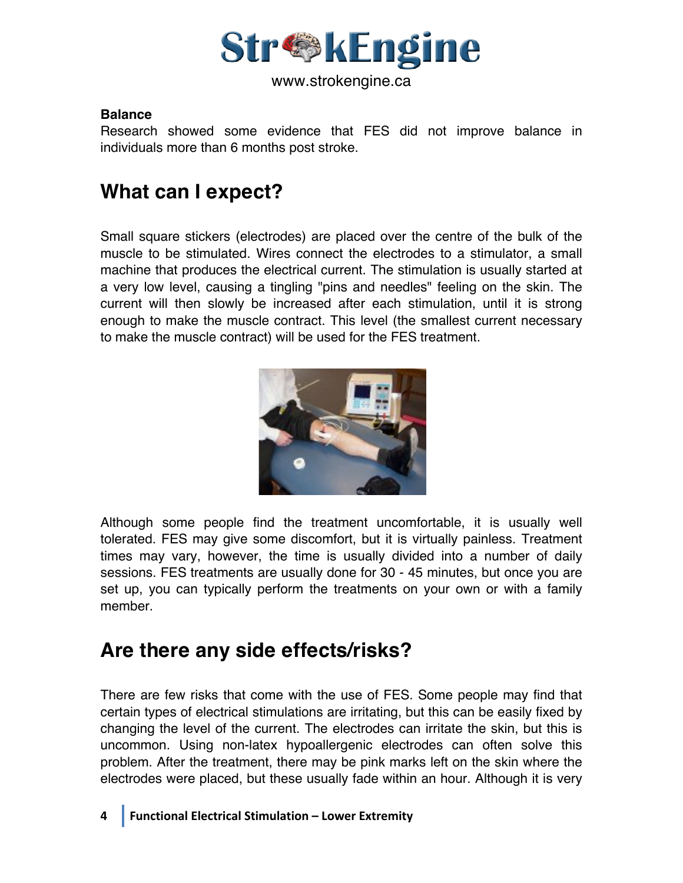**Balance**

Research showed some evidence that FES did not improve balance in individuals more than 6 months post stroke.

## What can I expect?

Small square stickers (electrodes) are placed over the centre of the bulk of the muscle to be stimulated. Wires connect the electrodes to a stimulator, a small machine that produces the electrical current. The stimulation is usually started at a very low level, causing a tingling "pins and needles" feeling on the skin. The current will then slowly be increased after each stimulation, until it is strong enough to make the muscle contract. This level (the smallest current necessary to make the muscle contract) will be used for the FES treatment.

Although some people find the treatment uncomfortable, it is usually well tolerated. FES may give some discomfort, but it is virtually painless. Treatment times may vary, however, the time is usually divided into a number of daily sessions. FES treatments are usually done for 30 - 45 minutes, but once you are set up, you can typically perform the treatments on your own or with a family member.

## Are there any side effects/risks?

There are few risks that come with the use of FES. Some people may find that certain types of electrical stimulations are irritating, but this can be easily fixed by changing the level of the current. The electrodes can irritate the skin, but this is uncommon. Using non-latex hypoallergenic electrodes can often solve this problem. After the treatment, there may be pink marks left on the skin where the electrodes were placed, but these usually fade within an hour. Although it is very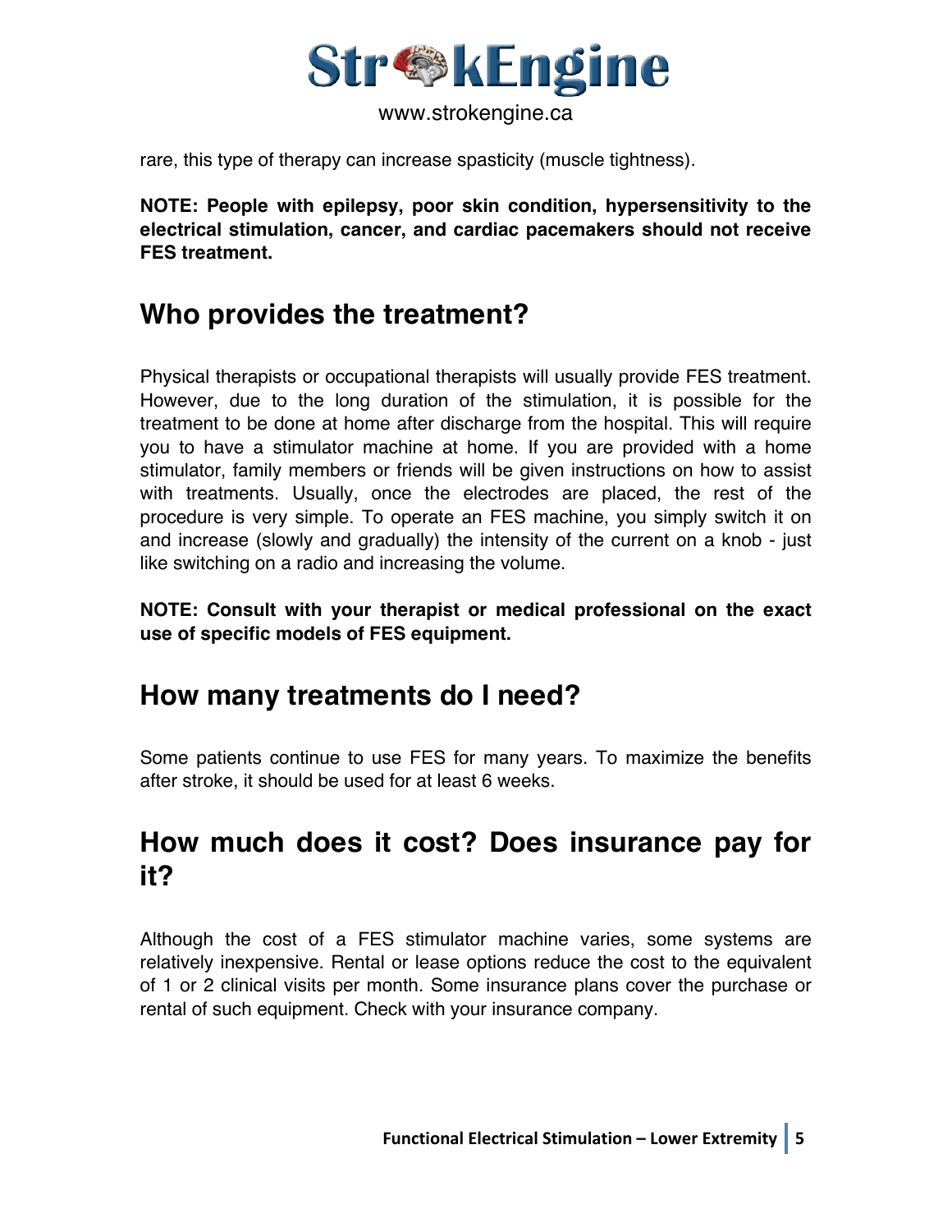rare, this type of therapy can increase spasticity (muscle tightness).

**NOTE: People with epilepsy, poor skin condition, hypersensitivity to the electrical stimulation, cancer, and cardiac pacemakers should not receive FES treatment.**

## Who provides the treatment?

Physical therapists or occupational therapists will usually provide FES treatment. However, due to the long duration of the stimulation, it is possible for the treatment to be done at home after discharge from the hospital. This will require you to have a stimulator machine at home. If you are provided with a home stimulator, family members or friends will be given instructions on how to assist with treatments. Usually, once the electrodes are placed, the rest of the procedure is very simple. To operate an FES machine, you simply switch it on and increase (slowly and gradually) the intensity of the current on a knob - just like switching on a radio and increasing the volume.

**NOTE: Consult with your therapist or medical professional on the exact use of specific models of FES equipment.**

## How many treatments do I need?

Some patients continue to use FES for many years. To maximize the benefits after stroke, it should be used for at least 6 weeks.

## How much does it cost? Does insurance pay for it?

Although the cost of a FES stimulator machine varies, some systems are relatively inexpensive. Rental or lease options reduce the cost to the equivalent of 1 or 2 clinical visits per month. Some insurance plans cover the purchase or rental of such equipment. Check with your insurance company.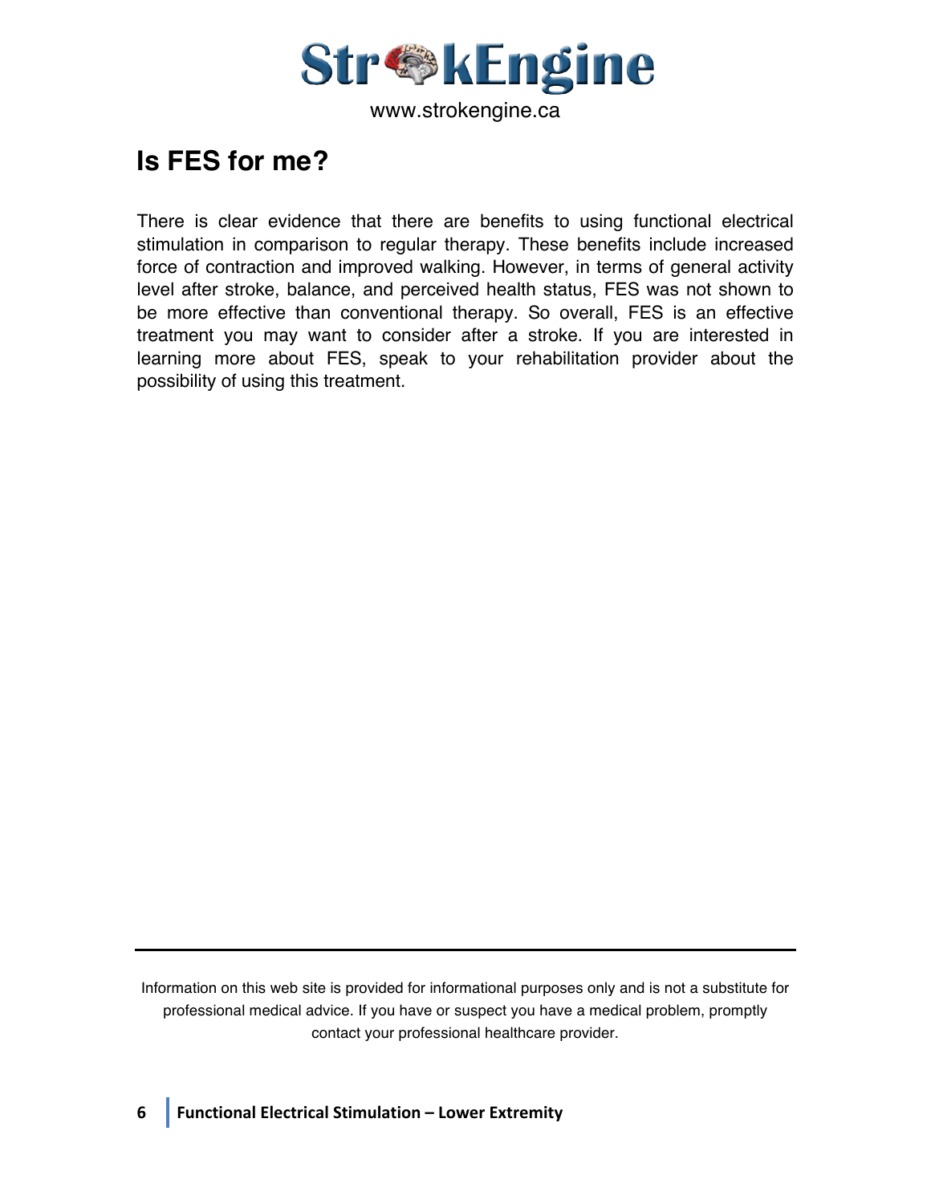# Is FES for me?

There is clear evidence that there are benefits to using functional electrical stimulation in comparison to regular therapy. These benefits include increased force of contraction and improved walking. However, in terms of general activity level after stroke, balance, and perceived health status, FES was not shown to be more effective than conventional therapy. So overall, FES is an effective treatment you may want to consider after a stroke. If you are interested in learning more about FES, speak to your rehabilitation provider about the possibility of using this treatment.

---

Information on this web site is provided for informational purposes only and is not a substitute for professional medical advice. If you have or suspect you have a medical problem, promptly contact your professional healthcare provider.